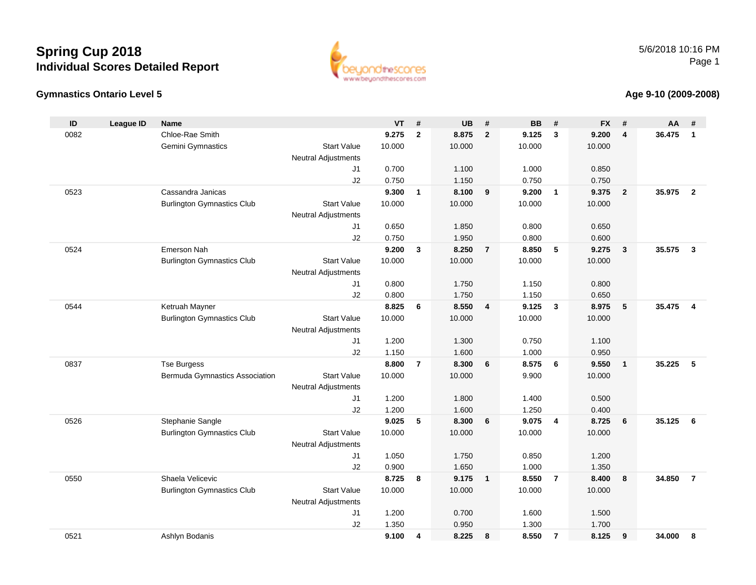# Spring Cup 2018
## Individual Scores Detailed Report

5/6/2018 10:16 PM

### Gymnastics Ontario Level 5

### Age 9-10 (2009-2008)

| ID | League ID | Name | | VT | # | UB | # | BB | # | FX | # | AA | # |
|---|---|---|---|---|---|---|---|---|---|---|---|---|---|
| 0082 | | Chloe-Rae Smith | | **9.275** | **2** | **8.875** | **2** | **9.125** | **3** | **9.200** | **4** | **36.475** | **1** |
| | | Gemini Gymnastics | Start Value | 10.000 | | 10.000 | | 10.000 | | 10.000 | | | |
| | | | Neutral Adjustments | | | | | | | | | | |
| | | | J1 | 0.700 | | 1.100 | | 1.000 | | 0.850 | | | |
| | | | J2 | 0.750 | | 1.150 | | 0.750 | | 0.750 | | | |
| 0523 | | Cassandra Janicas | | **9.300** | **1** | **8.100** | **9** | **9.200** | **1** | **9.375** | **2** | **35.975** | **2** |
| | | Burlington Gymnastics Club | Start Value | 10.000 | | 10.000 | | 10.000 | | 10.000 | | | |
| | | | Neutral Adjustments | | | | | | | | | | |
| | | | J1 | 0.650 | | 1.850 | | 0.800 | | 0.650 | | | |
| | | | J2 | 0.750 | | 1.950 | | 0.800 | | 0.600 | | | |
| 0524 | | Emerson Nah | | **9.200** | **3** | **8.250** | **7** | **8.850** | **5** | **9.275** | **3** | **35.575** | **3** |
| | | Burlington Gymnastics Club | Start Value | 10.000 | | 10.000 | | 10.000 | | 10.000 | | | |
| | | | Neutral Adjustments | | | | | | | | | | |
| | | | J1 | 0.800 | | 1.750 | | 1.150 | | 0.800 | | | |
| | | | J2 | 0.800 | | 1.750 | | 1.150 | | 0.650 | | | |
| 0544 | | Ketruah Mayner | | **8.825** | **6** | **8.550** | **4** | **9.125** | **3** | **8.975** | **5** | **35.475** | **4** |
| | | Burlington Gymnastics Club | Start Value | 10.000 | | 10.000 | | 10.000 | | 10.000 | | | |
| | | | Neutral Adjustments | | | | | | | | | | |
| | | | J1 | 1.200 | | 1.300 | | 0.750 | | 1.100 | | | |
| | | | J2 | 1.150 | | 1.600 | | 1.000 | | 0.950 | | | |
| 0837 | | Tse Burgess | | **8.800** | **7** | **8.300** | **6** | **8.575** | **6** | **9.550** | **1** | **35.225** | **5** |
| | | Bermuda Gymnastics Association | Start Value | 10.000 | | 10.000 | | 9.900 | | 10.000 | | | |
| | | | Neutral Adjustments | | | | | | | | | | |
| | | | J1 | 1.200 | | 1.800 | | 1.400 | | 0.500 | | | |
| | | | J2 | 1.200 | | 1.600 | | 1.250 | | 0.400 | | | |
| 0526 | | Stephanie Sangle | | **9.025** | **5** | **8.300** | **6** | **9.075** | **4** | **8.725** | **6** | **35.125** | **6** |
| | | Burlington Gymnastics Club | Start Value | 10.000 | | 10.000 | | 10.000 | | 10.000 | | | |
| | | | Neutral Adjustments | | | | | | | | | | |
| | | | J1 | 1.050 | | 1.750 | | 0.850 | | 1.200 | | | |
| | | | J2 | 0.900 | | 1.650 | | 1.000 | | 1.350 | | | |
| 0550 | | Shaela Velicevic | | **8.725** | **8** | **9.175** | **1** | **8.550** | **7** | **8.400** | **8** | **34.850** | **7** |
| | | Burlington Gymnastics Club | Start Value | 10.000 | | 10.000 | | 10.000 | | 10.000 | | | |
| | | | Neutral Adjustments | | | | | | | | | | |
| | | | J1 | 1.200 | | 0.700 | | 1.600 | | 1.500 | | | |
| | | | J2 | 1.350 | | 0.950 | | 1.300 | | 1.700 | | | |
| 0521 | | Ashlyn Bodanis | | **9.100** | **4** | **8.225** | **8** | **8.550** | **7** | **8.125** | **9** | **34.000** | **8** |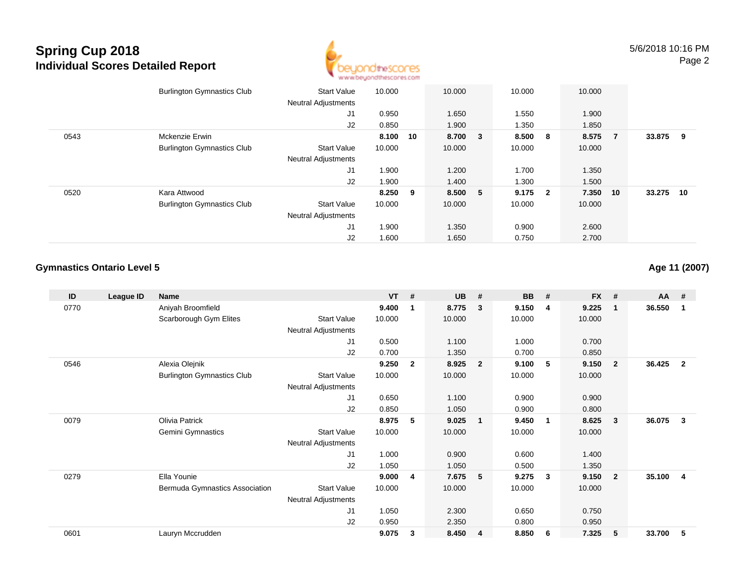| ID | League ID | Name | | VT | # | UB | # | BB | # | FX | # | AA | # |
|---|---|---|---|---|---|---|---|---|---|---|---|---|---|
| | | Burlington Gymnastics Club | Start Value | 10.000 | | 10.000 | | 10.000 | | 10.000 | | | |
| | | | Neutral Adjustments | | | | | | | | | | |
| | | | J1 | 0.950 | | 1.650 | | 1.550 | | 1.900 | | | |
| | | | J2 | 0.850 | | 1.900 | | 1.350 | | 1.850 | | | |
| 0543 | | Mckenzie Erwin | | **8.100** | **10** | **8.700** | **3** | **8.500** | **8** | **8.575** | **7** | **33.875** | **9** |
| | | Burlington Gymnastics Club | Start Value | 10.000 | | 10.000 | | 10.000 | | 10.000 | | | |
| | | | Neutral Adjustments | | | | | | | | | | |
| | | | J1 | 1.900 | | 1.200 | | 1.700 | | 1.350 | | | |
| | | | J2 | 1.900 | | 1.400 | | 1.300 | | 1.500 | | | |
| 0520 | | Kara Attwood | | **8.250** | **9** | **8.500** | **5** | **9.175** | **2** | **7.350** | **10** | **33.275** | **10** |
| | | Burlington Gymnastics Club | Start Value | 10.000 | | 10.000 | | 10.000 | | 10.000 | | | |
| | | | Neutral Adjustments | | | | | | | | | | |
| | | | J1 | 1.900 | | 1.350 | | 0.900 | | 2.600 | | | |
| | | | J2 | 1.600 | | 1.650 | | 0.750 | | 2.700 | | | |

### Gymnastics Ontario Level 5

**Age 11 (2007)**

| ID | League ID | Name | | VT | # | UB | # | BB | # | FX | # | AA | # |
|---|---|---|---|---|---|---|---|---|---|---|---|---|---|
| 0770 | | Aniyah Broomfield | | **9.400** | **1** | **8.775** | **3** | **9.150** | **4** | **9.225** | **1** | **36.550** | **1** |
| | | Scarborough Gym Elites | Start Value | 10.000 | | 10.000 | | 10.000 | | 10.000 | | | |
| | | | Neutral Adjustments | | | | | | | | | | |
| | | | J1 | 0.500 | | 1.100 | | 1.000 | | 0.700 | | | |
| | | | J2 | 0.700 | | 1.350 | | 0.700 | | 0.850 | | | |
| 0546 | | Alexia Olejnik | | **9.250** | **2** | **8.925** | **2** | **9.100** | **5** | **9.150** | **2** | **36.425** | **2** |
| | | Burlington Gymnastics Club | Start Value | 10.000 | | 10.000 | | 10.000 | | 10.000 | | | |
| | | | Neutral Adjustments | | | | | | | | | | |
| | | | J1 | 0.650 | | 1.100 | | 0.900 | | 0.900 | | | |
| | | | J2 | 0.850 | | 1.050 | | 0.900 | | 0.800 | | | |
| 0079 | | Olivia Patrick | | **8.975** | **5** | **9.025** | **1** | **9.450** | **1** | **8.625** | **3** | **36.075** | **3** |
| | | Gemini Gymnastics | Start Value | 10.000 | | 10.000 | | 10.000 | | 10.000 | | | |
| | | | Neutral Adjustments | | | | | | | | | | |
| | | | J1 | 1.000 | | 0.900 | | 0.600 | | 1.400 | | | |
| | | | J2 | 1.050 | | 1.050 | | 0.500 | | 1.350 | | | |
| 0279 | | Ella Younie | | **9.000** | **4** | **7.675** | **5** | **9.275** | **3** | **9.150** | **2** | **35.100** | **4** |
| | | Bermuda Gymnastics Association | Start Value | 10.000 | | 10.000 | | 10.000 | | 10.000 | | | |
| | | | Neutral Adjustments | | | | | | | | | | |
| | | | J1 | 1.050 | | 2.300 | | 0.650 | | 0.750 | | | |
| | | | J2 | 0.950 | | 2.350 | | 0.800 | | 0.950 | | | |
| 0601 | | Lauryn Mccrudden | | **9.075** | **3** | **8.450** | **4** | **8.850** | **6** | **7.325** | **5** | **33.700** | **5** |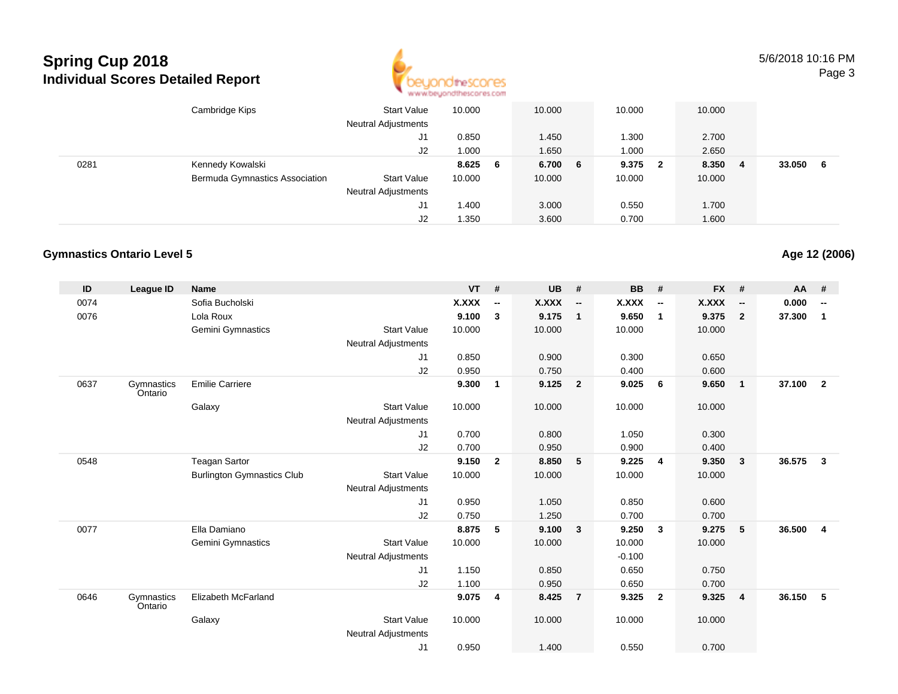# Spring Cup 2018
## Individual Scores Detailed Report

| ID | League ID | Name | | VT | # | UB | # | BB | # | FX | # | AA | # |
|---|---|---|---|---|---|---|---|---|---|---|---|---|---|
| | | Cambridge Kips | Start Value | 10.000 | | 10.000 | | 10.000 | | 10.000 | | | |
| | | | Neutral Adjustments | | | | | | | | | | |
| | | | J1 | 0.850 | | 1.450 | | 1.300 | | 2.700 | | | |
| | | | J2 | 1.000 | | 1.650 | | 1.000 | | 2.650 | | | |
| 0281 | | Kennedy Kowalski | | **8.625** | **6** | **6.700** | **6** | **9.375** | **2** | **8.350** | **4** | **33.050** | **6** |
| | | Bermuda Gymnastics Association | Start Value | 10.000 | | 10.000 | | 10.000 | | 10.000 | | | |
| | | | Neutral Adjustments | | | | | | | | | | |
| | | | J1 | 1.400 | | 3.000 | | 0.550 | | 1.700 | | | |
| | | | J2 | 1.350 | | 3.600 | | 0.700 | | 1.600 | | | |

### Gymnastics Ontario Level 5

**Age 12 (2006)**

| ID | League ID | Name | | VT | # | UB | # | BB | # | FX | # | AA | # |
|---|---|---|---|---|---|---|---|---|---|---|---|---|---|
| 0074 | | Sofia Bucholski | | **X.XXX** | **--** | **X.XXX** | **--** | **X.XXX** | **--** | **X.XXX** | **--** | **0.000** | **--** |
| 0076 | | Lola Roux | | **9.100** | **3** | **9.175** | **1** | **9.650** | **1** | **9.375** | **2** | **37.300** | **1** |
| | | Gemini Gymnastics | Start Value | 10.000 | | 10.000 | | 10.000 | | 10.000 | | | |
| | | | Neutral Adjustments | | | | | | | | | | |
| | | | J1 | 0.850 | | 0.900 | | 0.300 | | 0.650 | | | |
| | | | J2 | 0.950 | | 0.750 | | 0.400 | | 0.600 | | | |
| 0637 | Gymnastics Ontario | Emilie Carriere | | **9.300** | **1** | **9.125** | **2** | **9.025** | **6** | **9.650** | **1** | **37.100** | **2** |
| | | Galaxy | Start Value | 10.000 | | 10.000 | | 10.000 | | 10.000 | | | |
| | | | Neutral Adjustments | | | | | | | | | | |
| | | | J1 | 0.700 | | 0.800 | | 1.050 | | 0.300 | | | |
| | | | J2 | 0.700 | | 0.950 | | 0.900 | | 0.400 | | | |
| 0548 | | Teagan Sartor | | **9.150** | **2** | **8.850** | **5** | **9.225** | **4** | **9.350** | **3** | **36.575** | **3** |
| | | Burlington Gymnastics Club | Start Value | 10.000 | | 10.000 | | 10.000 | | 10.000 | | | |
| | | | Neutral Adjustments | | | | | | | | | | |
| | | | J1 | 0.950 | | 1.050 | | 0.850 | | 0.600 | | | |
| | | | J2 | 0.750 | | 1.250 | | 0.700 | | 0.700 | | | |
| 0077 | | Ella Damiano | | **8.875** | **5** | **9.100** | **3** | **9.250** | **3** | **9.275** | **5** | **36.500** | **4** |
| | | Gemini Gymnastics | Start Value | 10.000 | | 10.000 | | 10.000 | | 10.000 | | | |
| | | | Neutral Adjustments | | | | | -0.100 | | | | | |
| | | | J1 | 1.150 | | 0.850 | | 0.650 | | 0.750 | | | |
| | | | J2 | 1.100 | | 0.950 | | 0.650 | | 0.700 | | | |
| 0646 | Gymnastics Ontario | Elizabeth McFarland | | **9.075** | **4** | **8.425** | **7** | **9.325** | **2** | **9.325** | **4** | **36.150** | **5** |
| | | Galaxy | Start Value | 10.000 | | 10.000 | | 10.000 | | 10.000 | | | |
| | | | Neutral Adjustments | | | | | | | | | | |
| | | | J1 | 0.950 | | 1.400 | | 0.550 | | 0.700 | | | |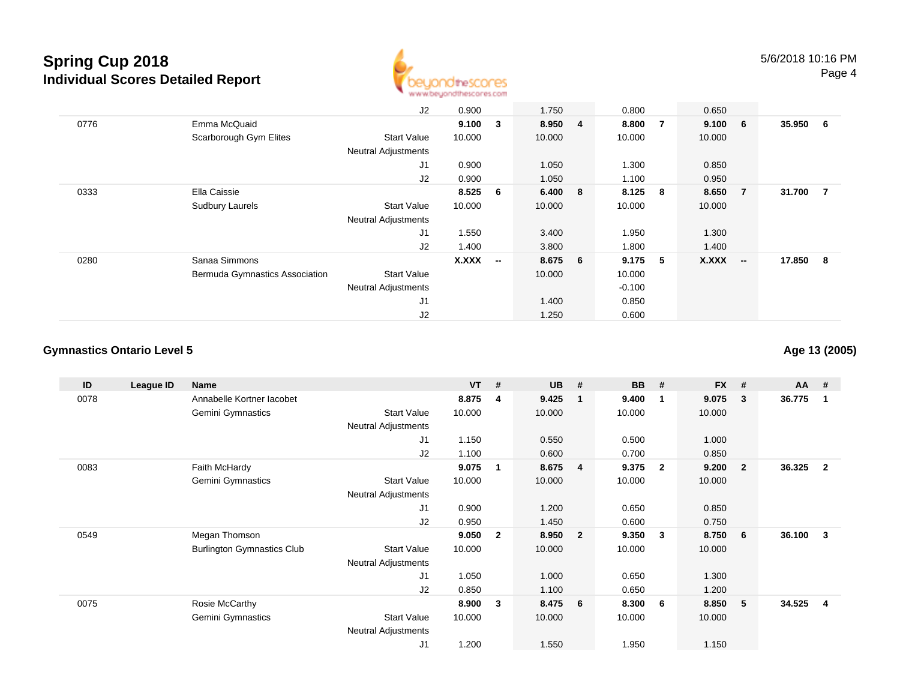## Spring Cup 2018
### Individual Scores Detailed Report

5/6/2018 10:16 PM

| ID | League ID | Name | | VT | # | UB | # | BB | # | FX | # | AA | # |
|---|---|---|---|---|---|---|---|---|---|---|---|---|---|
| | | | J2 | 0.900 | | 1.750 | | 0.800 | | 0.650 | | | |
| 0776 | | Emma McQuaid | | **9.100** | **3** | **8.950** | **4** | **8.800** | **7** | **9.100** | **6** | **35.950** | **6** |
| | | Scarborough Gym Elites | Start Value | 10.000 | | 10.000 | | 10.000 | | 10.000 | | | |
| | | | Neutral Adjustments | | | | | | | | | | |
| | | | J1 | 0.900 | | 1.050 | | 1.300 | | 0.850 | | | |
| | | | J2 | 0.900 | | 1.050 | | 1.100 | | 0.950 | | | |
| 0333 | | Ella Caissie | | **8.525** | **6** | **6.400** | **8** | **8.125** | **8** | **8.650** | **7** | **31.700** | **7** |
| | | Sudbury Laurels | Start Value | 10.000 | | 10.000 | | 10.000 | | 10.000 | | | |
| | | | Neutral Adjustments | | | | | | | | | | |
| | | | J1 | 1.550 | | 3.400 | | 1.950 | | 1.300 | | | |
| | | | J2 | 1.400 | | 3.800 | | 1.800 | | 1.400 | | | |
| 0280 | | Sanaa Simmons | | **X.XXX** | **--** | **8.675** | **6** | **9.175** | **5** | **X.XXX** | **--** | **17.850** | **8** |
| | | Bermuda Gymnastics Association | Start Value | | | 10.000 | | 10.000 | | | | | |
| | | | Neutral Adjustments | | | | | -0.100 | | | | | |
| | | | J1 | | | 1.400 | | 0.850 | | | | | |
| | | | J2 | | | 1.250 | | 0.600 | | | | | |

### Gymnastics Ontario Level 5

**Age 13 (2005)**

| ID | League ID | Name | | VT | # | UB | # | BB | # | FX | # | AA | # |
|---|---|---|---|---|---|---|---|---|---|---|---|---|---|
| 0078 | | Annabelle Kortner Iacobet | | **8.875** | **4** | **9.425** | **1** | **9.400** | **1** | **9.075** | **3** | **36.775** | **1** |
| | | Gemini Gymnastics | Start Value | 10.000 | | 10.000 | | 10.000 | | 10.000 | | | |
| | | | Neutral Adjustments | | | | | | | | | | |
| | | | J1 | 1.150 | | 0.550 | | 0.500 | | 1.000 | | | |
| | | | J2 | 1.100 | | 0.600 | | 0.700 | | 0.850 | | | |
| 0083 | | Faith McHardy | | **9.075** | **1** | **8.675** | **4** | **9.375** | **2** | **9.200** | **2** | **36.325** | **2** |
| | | Gemini Gymnastics | Start Value | 10.000 | | 10.000 | | 10.000 | | 10.000 | | | |
| | | | Neutral Adjustments | | | | | | | | | | |
| | | | J1 | 0.900 | | 1.200 | | 0.650 | | 0.850 | | | |
| | | | J2 | 0.950 | | 1.450 | | 0.600 | | 0.750 | | | |
| 0549 | | Megan Thomson | | **9.050** | **2** | **8.950** | **2** | **9.350** | **3** | **8.750** | **6** | **36.100** | **3** |
| | | Burlington Gymnastics Club | Start Value | 10.000 | | 10.000 | | 10.000 | | 10.000 | | | |
| | | | Neutral Adjustments | | | | | | | | | | |
| | | | J1 | 1.050 | | 1.000 | | 0.650 | | 1.300 | | | |
| | | | J2 | 0.850 | | 1.100 | | 0.650 | | 1.200 | | | |
| 0075 | | Rosie McCarthy | | **8.900** | **3** | **8.475** | **6** | **8.300** | **6** | **8.850** | **5** | **34.525** | **4** |
| | | Gemini Gymnastics | Start Value | 10.000 | | 10.000 | | 10.000 | | 10.000 | | | |
| | | | Neutral Adjustments | | | | | | | | | | |
| | | | J1 | 1.200 | | 1.550 | | 1.950 | | 1.150 | | | |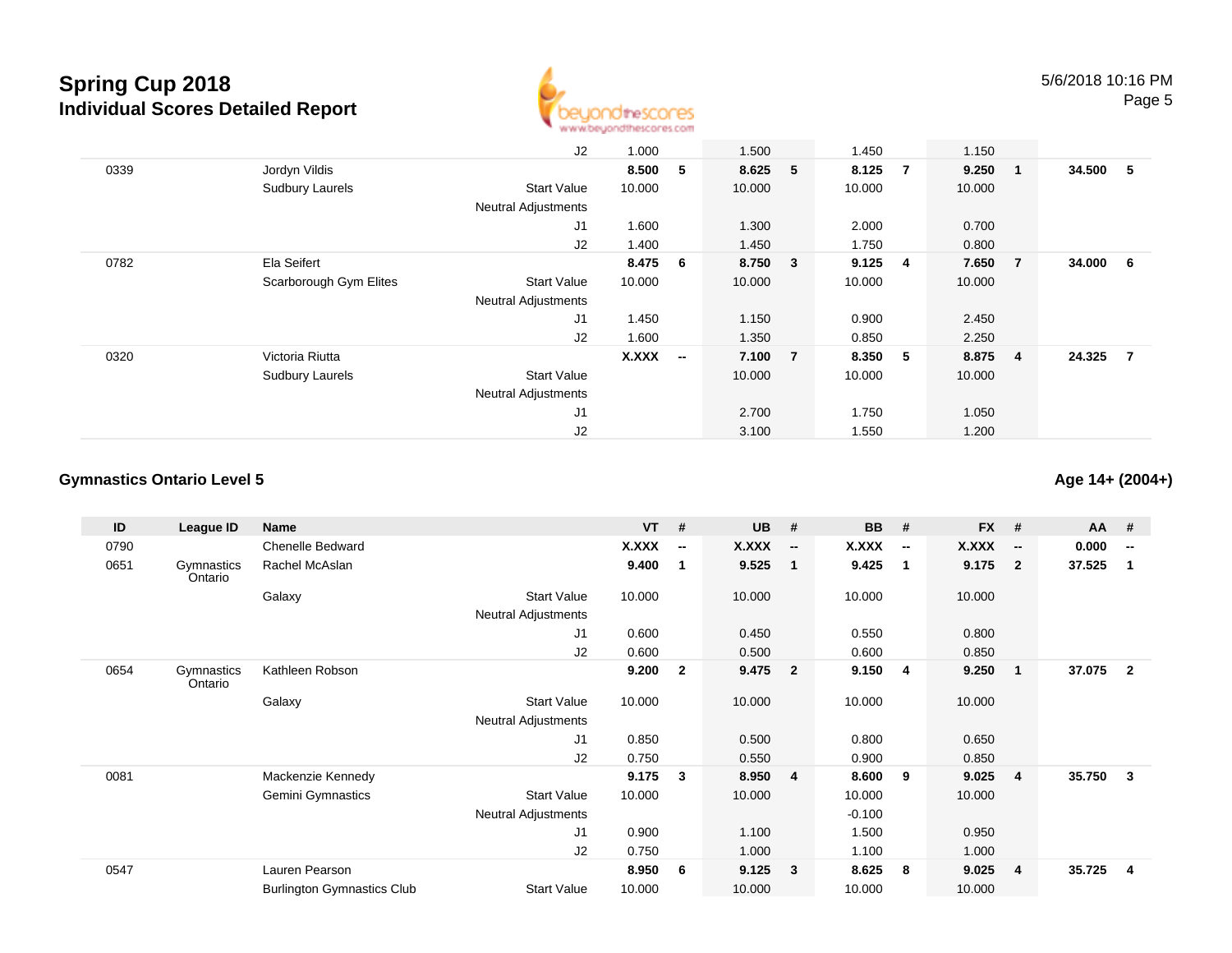# Spring Cup 2018

## Individual Scores Detailed Report

| ID | League ID | Name | | VT | # | UB | # | BB | # | FX | # | AA | # |
|---|---|---|---|---|---|---|---|---|---|---|---|---|---|
| | | | J2 | 1.000 | | 1.500 | | 1.450 | | 1.150 | | | |
| 0339 | | Jordyn Vildis | | **8.500** | **5** | **8.625** | **5** | **8.125** | **7** | **9.250** | **1** | **34.500** | **5** |
| | | Sudbury Laurels | Start Value | 10.000 | | 10.000 | | 10.000 | | 10.000 | | | |
| | | | Neutral Adjustments | | | | | | | | | | |
| | | | J1 | 1.600 | | 1.300 | | 2.000 | | 0.700 | | | |
| | | | J2 | 1.400 | | 1.450 | | 1.750 | | 0.800 | | | |
| 0782 | | Ela Seifert | | **8.475** | **6** | **8.750** | **3** | **9.125** | **4** | **7.650** | **7** | **34.000** | **6** |
| | | Scarborough Gym Elites | Start Value | 10.000 | | 10.000 | | 10.000 | | 10.000 | | | |
| | | | Neutral Adjustments | | | | | | | | | | |
| | | | J1 | 1.450 | | 1.150 | | 0.900 | | 2.450 | | | |
| | | | J2 | 1.600 | | 1.350 | | 0.850 | | 2.250 | | | |
| 0320 | | Victoria Riutta | | **X.XXX** | **--** | **7.100** | **7** | **8.350** | **5** | **8.875** | **4** | **24.325** | **7** |
| | | Sudbury Laurels | Start Value | | | 10.000 | | 10.000 | | 10.000 | | | |
| | | | Neutral Adjustments | | | | | | | | | | |
| | | | J1 | | | 2.700 | | 1.750 | | 1.050 | | | |
| | | | J2 | | | 3.100 | | 1.550 | | 1.200 | | | |

### Gymnastics Ontario Level 5

**Age 14+ (2004+)**

| ID | League ID | Name | | VT | # | UB | # | BB | # | FX | # | AA | # |
|---|---|---|---|---|---|---|---|---|---|---|---|---|---|
| 0790 | | Chenelle Bedward | | **X.XXX** | **--** | **X.XXX** | **--** | **X.XXX** | **--** | **X.XXX** | **--** | **0.000** | **--** |
| 0651 | Gymnastics Ontario | Rachel McAslan | | **9.400** | **1** | **9.525** | **1** | **9.425** | **1** | **9.175** | **2** | **37.525** | **1** |
| | | Galaxy | Start Value | 10.000 | | 10.000 | | 10.000 | | 10.000 | | | |
| | | | Neutral Adjustments | | | | | | | | | | |
| | | | J1 | 0.600 | | 0.450 | | 0.550 | | 0.800 | | | |
| | | | J2 | 0.600 | | 0.500 | | 0.600 | | 0.850 | | | |
| 0654 | Gymnastics Ontario | Kathleen Robson | | **9.200** | **2** | **9.475** | **2** | **9.150** | **4** | **9.250** | **1** | **37.075** | **2** |
| | | Galaxy | Start Value | 10.000 | | 10.000 | | 10.000 | | 10.000 | | | |
| | | | Neutral Adjustments | | | | | | | | | | |
| | | | J1 | 0.850 | | 0.500 | | 0.800 | | 0.650 | | | |
| | | | J2 | 0.750 | | 0.550 | | 0.900 | | 0.850 | | | |
| 0081 | | Mackenzie Kennedy | | **9.175** | **3** | **8.950** | **4** | **8.600** | **9** | **9.025** | **4** | **35.750** | **3** |
| | | Gemini Gymnastics | Start Value | 10.000 | | 10.000 | | 10.000 | | 10.000 | | | |
| | | | Neutral Adjustments | | | | | -0.100 | | | | | |
| | | | J1 | 0.900 | | 1.100 | | 1.500 | | 0.950 | | | |
| | | | J2 | 0.750 | | 1.000 | | 1.100 | | 1.000 | | | |
| 0547 | | Lauren Pearson | | **8.950** | **6** | **9.125** | **3** | **8.625** | **8** | **9.025** | **4** | **35.725** | **4** |
| | | Burlington Gymnastics Club | Start Value | 10.000 | | 10.000 | | 10.000 | | 10.000 | | | |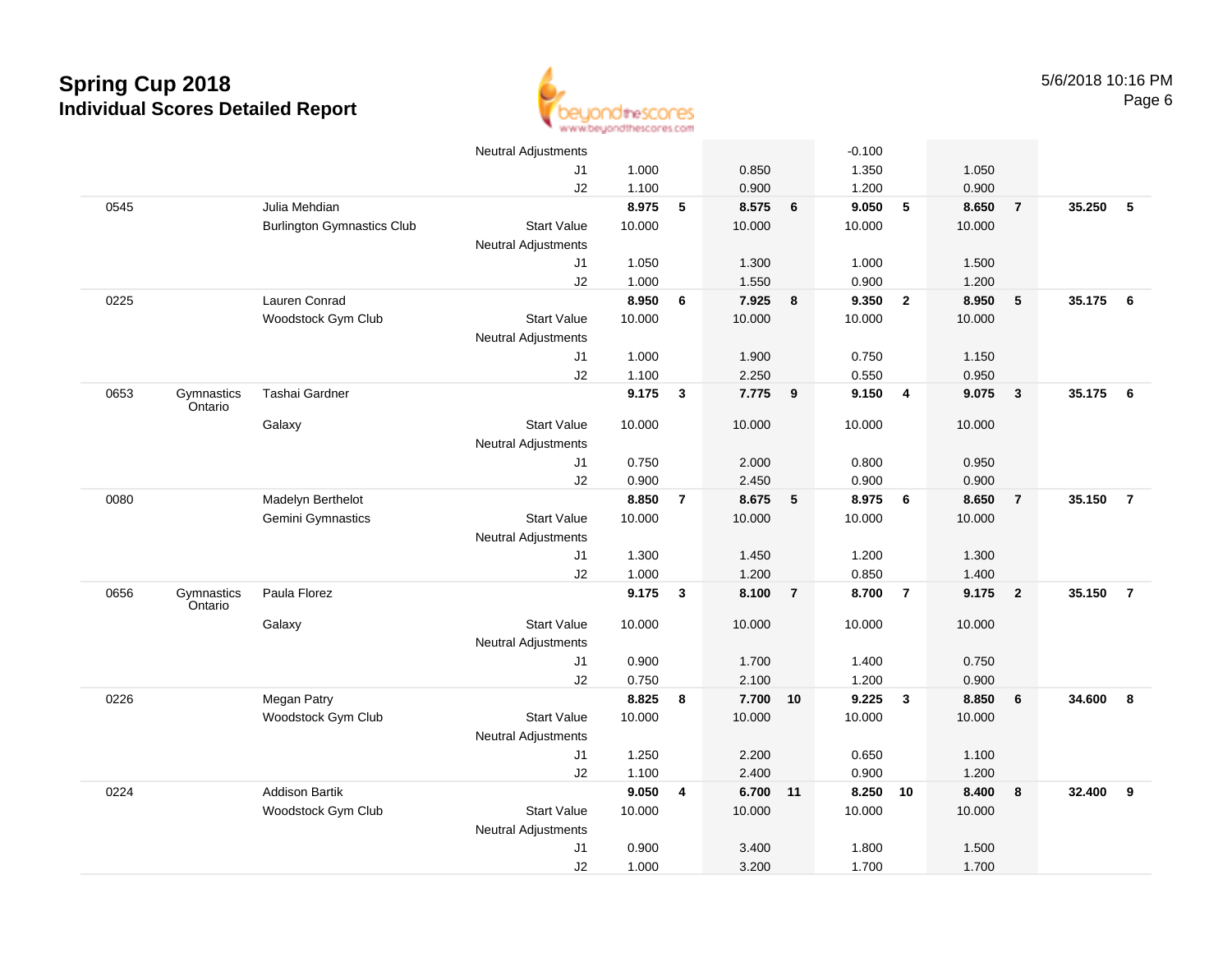# Spring Cup 2018
## Individual Scores Detailed Report

5/6/2018 10:16 PM

| | | | | | | | | | | | | | |
|---|---|---|---|---|---|---|---|---|---|---|---|---|---|
| | | | Neutral Adjustments | | | | | -0.100 | | | | | |
| | | | J1 | 1.000 | | 0.850 | | 1.350 | | 1.050 | | | |
| | | | J2 | 1.100 | | 0.900 | | 1.200 | | 0.900 | | | |
| 0545 | | Julia Mehdian | | **8.975** | **5** | **8.575** | **6** | **9.050** | **5** | **8.650** | **7** | **35.250** | **5** |
| | | Burlington Gymnastics Club | Start Value | 10.000 | | 10.000 | | 10.000 | | 10.000 | | | |
| | | | Neutral Adjustments | | | | | | | | | | |
| | | | J1 | 1.050 | | 1.300 | | 1.000 | | 1.500 | | | |
| | | | J2 | 1.000 | | 1.550 | | 0.900 | | 1.200 | | | |
| 0225 | | Lauren Conrad | | **8.950** | **6** | **7.925** | **8** | **9.350** | **2** | **8.950** | **5** | **35.175** | **6** |
| | | Woodstock Gym Club | Start Value | 10.000 | | 10.000 | | 10.000 | | 10.000 | | | |
| | | | Neutral Adjustments | | | | | | | | | | |
| | | | J1 | 1.000 | | 1.900 | | 0.750 | | 1.150 | | | |
| | | | J2 | 1.100 | | 2.250 | | 0.550 | | 0.950 | | | |
| 0653 | Gymnastics Ontario | Tashai Gardner | | **9.175** | **3** | **7.775** | **9** | **9.150** | **4** | **9.075** | **3** | **35.175** | **6** |
| | | Galaxy | Start Value | 10.000 | | 10.000 | | 10.000 | | 10.000 | | | |
| | | | Neutral Adjustments | | | | | | | | | | |
| | | | J1 | 0.750 | | 2.000 | | 0.800 | | 0.950 | | | |
| | | | J2 | 0.900 | | 2.450 | | 0.900 | | 0.900 | | | |
| 0080 | | Madelyn Berthelot | | **8.850** | **7** | **8.675** | **5** | **8.975** | **6** | **8.650** | **7** | **35.150** | **7** |
| | | Gemini Gymnastics | Start Value | 10.000 | | 10.000 | | 10.000 | | 10.000 | | | |
| | | | Neutral Adjustments | | | | | | | | | | |
| | | | J1 | 1.300 | | 1.450 | | 1.200 | | 1.300 | | | |
| | | | J2 | 1.000 | | 1.200 | | 0.850 | | 1.400 | | | |
| 0656 | Gymnastics Ontario | Paula Florez | | **9.175** | **3** | **8.100** | **7** | **8.700** | **7** | **9.175** | **2** | **35.150** | **7** |
| | | Galaxy | Start Value | 10.000 | | 10.000 | | 10.000 | | 10.000 | | | |
| | | | Neutral Adjustments | | | | | | | | | | |
| | | | J1 | 0.900 | | 1.700 | | 1.400 | | 0.750 | | | |
| | | | J2 | 0.750 | | 2.100 | | 1.200 | | 0.900 | | | |
| 0226 | | Megan Patry | | **8.825** | **8** | **7.700** | **10** | **9.225** | **3** | **8.850** | **6** | **34.600** | **8** |
| | | Woodstock Gym Club | Start Value | 10.000 | | 10.000 | | 10.000 | | 10.000 | | | |
| | | | Neutral Adjustments | | | | | | | | | | |
| | | | J1 | 1.250 | | 2.200 | | 0.650 | | 1.100 | | | |
| | | | J2 | 1.100 | | 2.400 | | 0.900 | | 1.200 | | | |
| 0224 | | Addison Bartik | | **9.050** | **4** | **6.700** | **11** | **8.250** | **10** | **8.400** | **8** | **32.400** | **9** |
| | | Woodstock Gym Club | Start Value | 10.000 | | 10.000 | | 10.000 | | 10.000 | | | |
| | | | Neutral Adjustments | | | | | | | | | | |
| | | | J1 | 0.900 | | 3.400 | | 1.800 | | 1.500 | | | |
| | | | J2 | 1.000 | | 3.200 | | 1.700 | | 1.700 | | | |